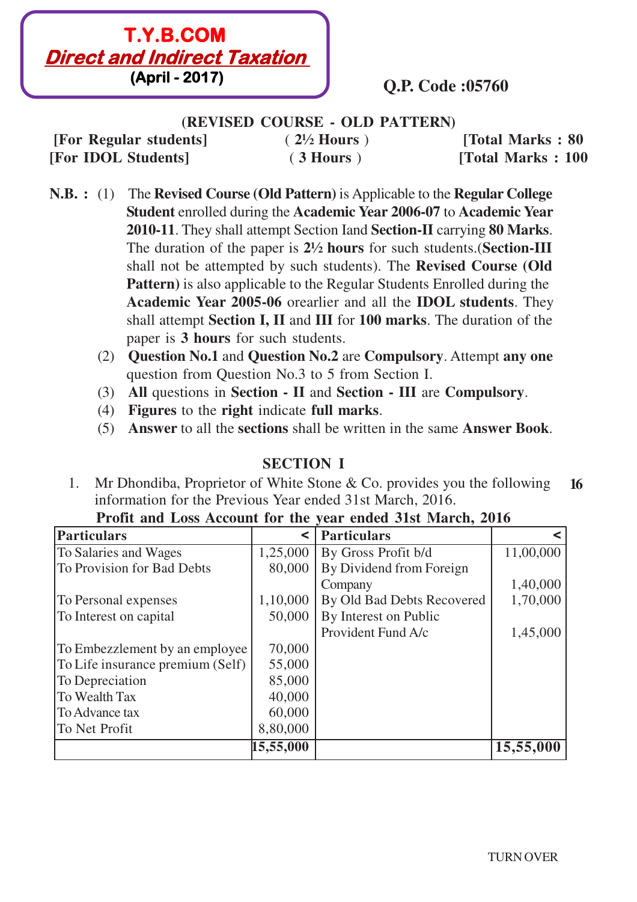**T.Y.B.COM**
**Direct and Indirect Taxation**
**(April - 2017)**

**Q.P. Code :05760**

**(REVISED COURSE - OLD PATTERN)**

| | | |
|---|---|---|
| **[For Regular students]** | **( 2½ Hours )** | **[Total Marks : 80** |
| **[For IDOL Students]** | **( 3 Hours )** | **[Total Marks : 100** |

**N.B. :** (1) The **Revised Course (Old Pattern)** is Applicable to the **Regular College Student** enrolled during the **Academic Year 2006-07** to **Academic Year 2010-11**. They shall attempt Section Iand **Section-II** carrying **80 Marks**. The duration of the paper is **2½ hours** for such students.(**Section-III** shall not be attempted by such students). The **Revised Course (Old Pattern)** is also applicable to the Regular Students Enrolled during the **Academic Year 2005-06** orearlier and all the **IDOL students**. They shall attempt **Section I, II** and **III** for **100 marks**. The duration of the paper is **3 hours** for such students.

(2) **Question No.1** and **Question No.2** are **Compulsory**. Attempt **any one** question from Question No.3 to 5 from Section I.

(3) **All** questions in **Section - II** and **Section - III** are **Compulsory**.

(4) **Figures** to the **right** indicate **full marks**.

(5) **Answer** to all the **sections** shall be written in the same **Answer Book**.

## SECTION I

1. Mr Dhondiba, Proprietor of White Stone & Co. provides you the following information for the Previous Year ended 31st March, 2016. **16**

**Profit and Loss Account for the year ended 31st March, 2016**

| Particulars | < | Particulars | < |
|---|---|---|---|
| To Salaries and Wages | 1,25,000 | By Gross Profit b/d | 11,00,000 |
| To Provision for Bad Debts | 80,000 | By Dividend from Foreign Company | 1,40,000 |
| To Personal expenses | 1,10,000 | By Old Bad Debts Recovered | 1,70,000 |
| To Interest on capital | 50,000 | By Interest on Public Provident Fund A/c | 1,45,000 |
| To Embezzlement by an employee | 70,000 | | |
| To Life insurance premium (Self) | 55,000 | | |
| To Depreciation | 85,000 | | |
| To Wealth Tax | 40,000 | | |
| To Advance tax | 60,000 | | |
| To Net Profit | 8,80,000 | | |
| | **15,55,000** | | **15,55,000** |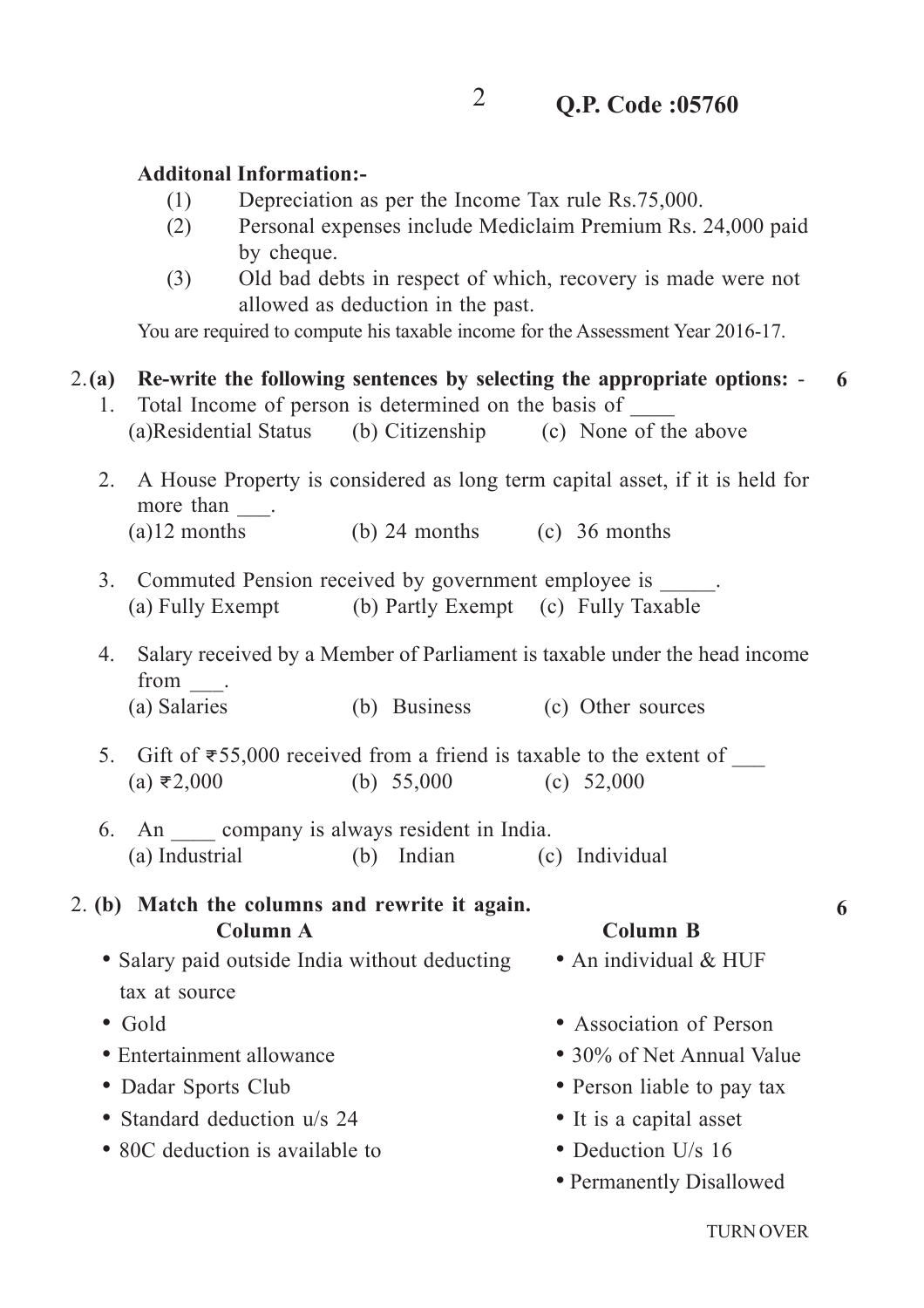**Q.P. Code :05760**

**Additonal Information:-**

(1) Depreciation as per the Income Tax rule Rs.75,000.

(2) Personal expenses include Mediclaim Premium Rs. 24,000 paid by cheque.

(3) Old bad debts in respect of which, recovery is made were not allowed as deduction in the past.

You are required to compute his taxable income for the Assessment Year 2016-17.

2.**(a) Re-write the following sentences by selecting the appropriate options: -** **6**

1. Total Income of person is determined on the basis of ____
   (a)Residential Status (b) Citizenship (c) None of the above

2. A House Property is considered as long term capital asset, if it is held for more than ___.
   (a)12 months (b) 24 months (c) 36 months

3. Commuted Pension received by government employee is _____.
   (a) Fully Exempt (b) Partly Exempt (c) Fully Taxable

4. Salary received by a Member of Parliament is taxable under the head income from ___.
   (a) Salaries (b) Business (c) Other sources

5. Gift of ₹55,000 received from a friend is taxable to the extent of ___
   (a) ₹2,000 (b) 55,000 (c) 52,000

6. An ____ company is always resident in India.
   (a) Industrial (b) Indian (c) Individual

2. **(b) Match the columns and rewrite it again.** **6**

| Column A | Column B |
|---|---|
| • Salary paid outside India without deducting tax at source | • An individual & HUF |
| • Gold | • Association of Person |
| • Entertainment allowance | • 30% of Net Annual Value |
| • Dadar Sports Club | • Person liable to pay tax |
| • Standard deduction u/s 24 | • It is a capital asset |
| • 80C deduction is available to | • Deduction U/s 16 |
| | • Permanently Disallowed |

TURN OVER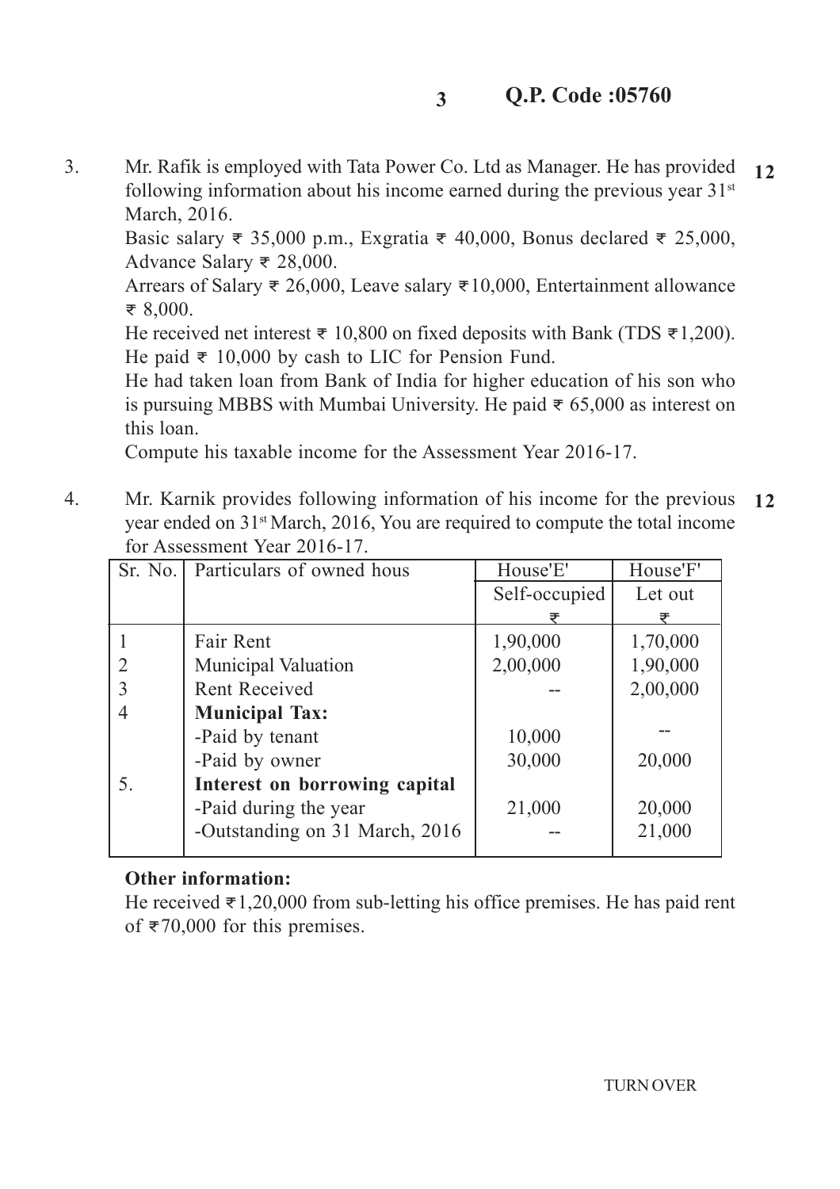3. Mr. Rafik is employed with Tata Power Co. Ltd as Manager. He has provided following information about his income earned during the previous year 31st March, 2016. **12**

   Basic salary ₹ 35,000 p.m., Exgratia ₹ 40,000, Bonus declared ₹ 25,000, Advance Salary ₹ 28,000.

   Arrears of Salary ₹ 26,000, Leave salary ₹10,000, Entertainment allowance ₹ 8,000.

   He received net interest ₹ 10,800 on fixed deposits with Bank (TDS ₹1,200).

   He paid ₹ 10,000 by cash to LIC for Pension Fund.

   He had taken loan from Bank of India for higher education of his son who is pursuing MBBS with Mumbai University. He paid ₹ 65,000 as interest on this loan.

   Compute his taxable income for the Assessment Year 2016-17.

4. Mr. Karnik provides following information of his income for the previous year ended on 31st March, 2016, You are required to compute the total income for Assessment Year 2016-17. **12**

| Sr. No. | Particulars of owned hous | House'E' | House'F' |
|---|---|---|---|
| | | Self-occupied | Let out |
| | | ₹ | ₹ |
| 1 | Fair Rent | 1,90,000 | 1,70,000 |
| 2 | Municipal Valuation | 2,00,000 | 1,90,000 |
| 3 | Rent Received | -- | 2,00,000 |
| 4 | **Municipal Tax:** | | |
| | -Paid by tenant | 10,000 | -- |
| | -Paid by owner | 30,000 | 20,000 |
| 5. | **Interest on borrowing capital** | | |
| | -Paid during the year | 21,000 | 20,000 |
| | -Outstanding on 31 March, 2016 | -- | 21,000 |

**Other information:**

He received ₹1,20,000 from sub-letting his office premises. He has paid rent of ₹70,000 for this premises.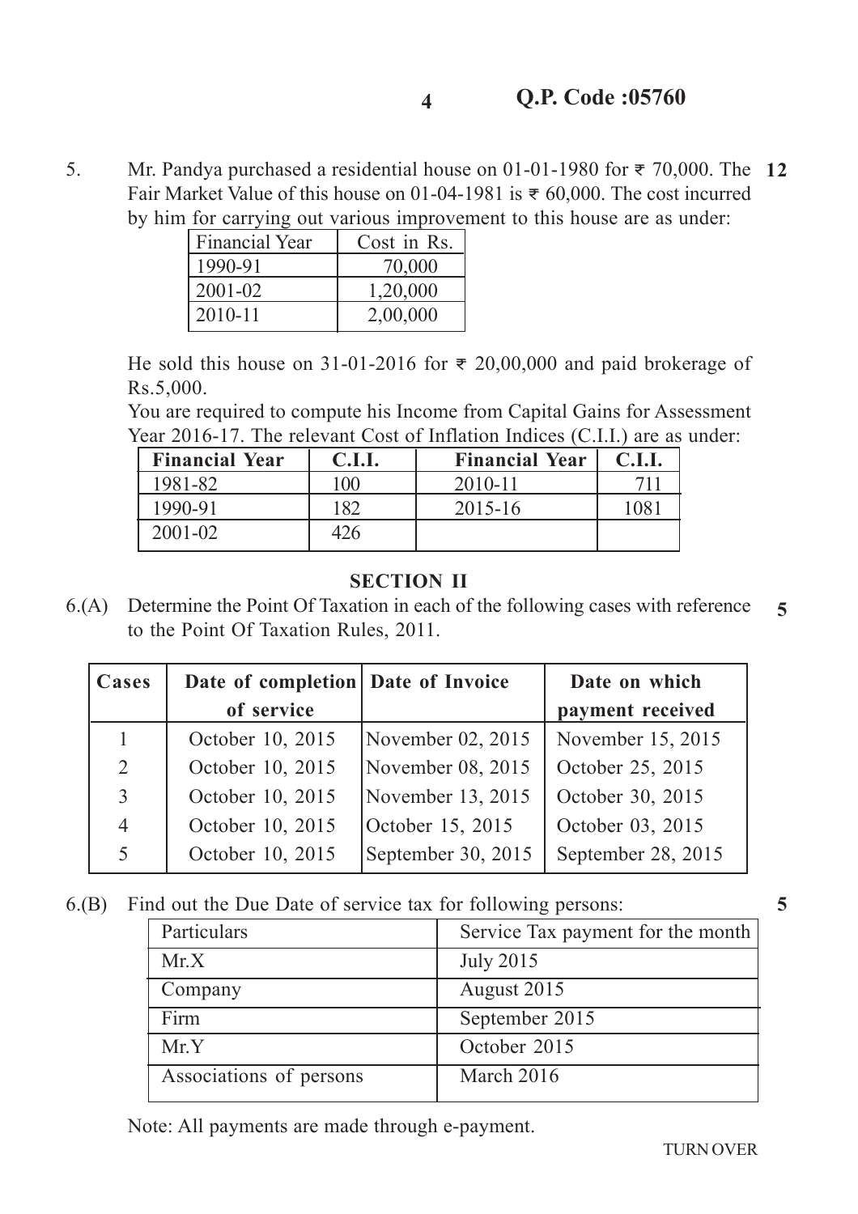5. Mr. Pandya purchased a residential house on 01-01-1980 for ₹ 70,000. The Fair Market Value of this house on 01-04-1981 is ₹ 60,000. The cost incurred by him for carrying out various improvement to this house are as under: **12**

| Financial Year | Cost in Rs. |
|---|---|
| 1990-91 | 70,000 |
| 2001-02 | 1,20,000 |
| 2010-11 | 2,00,000 |

He sold this house on 31-01-2016 for ₹ 20,00,000 and paid brokerage of Rs.5,000.

You are required to compute his Income from Capital Gains for Assessment Year 2016-17. The relevant Cost of Inflation Indices (C.I.I.) are as under:

| Financial Year | C.I.I. | Financial Year | C.I.I. |
|---|---|---|---|
| 1981-82 | 100 | 2010-11 | 711 |
| 1990-91 | 182 | 2015-16 | 1081 |
| 2001-02 | 426 | | |

## SECTION II

6.(A) Determine the Point Of Taxation in each of the following cases with reference to the Point Of Taxation Rules, 2011. **5**

| Cases | Date of completion of service | Date of Invoice | Date on which payment received |
|---|---|---|---|
| 1 | October 10, 2015 | November 02, 2015 | November 15, 2015 |
| 2 | October 10, 2015 | November 08, 2015 | October 25, 2015 |
| 3 | October 10, 2015 | November 13, 2015 | October 30, 2015 |
| 4 | October 10, 2015 | October 15, 2015 | October 03, 2015 |
| 5 | October 10, 2015 | September 30, 2015 | September 28, 2015 |

6.(B) Find out the Due Date of service tax for following persons: **5**

| Particulars | Service Tax payment for the month |
|---|---|
| Mr.X | July 2015 |
| Company | August 2015 |
| Firm | September 2015 |
| Mr.Y | October 2015 |
| Associations of persons | March 2016 |

Note: All payments are made through e-payment.

TURN OVER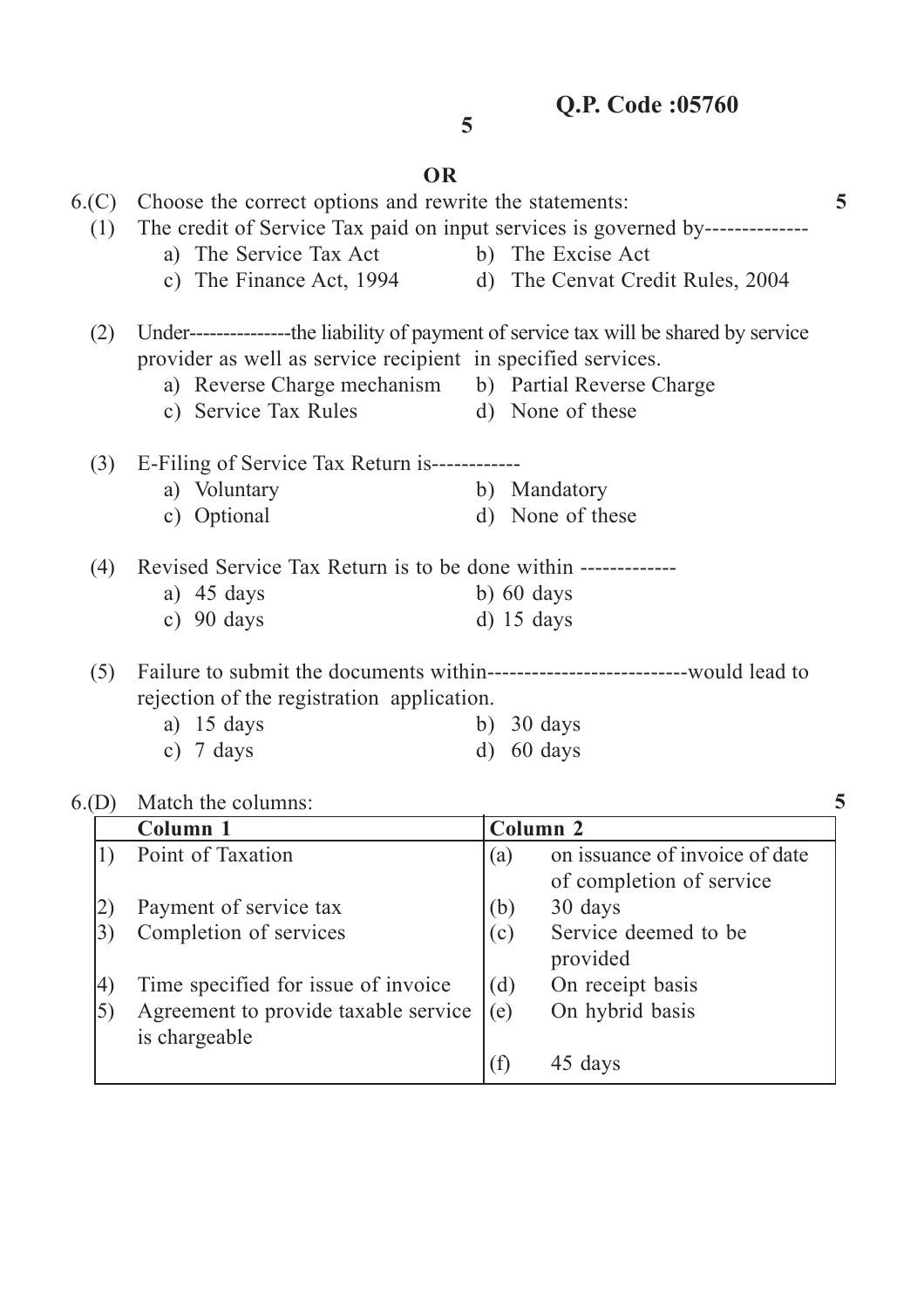**Q.P. Code :05760**

**OR**

6.(C) Choose the correct options and rewrite the statements: **5**

(1) The credit of Service Tax paid on input services is governed by--------------

a) The Service Tax Act  b) The Excise Act
c) The Finance Act, 1994  d) The Cenvat Credit Rules, 2004

(2) Under---------------the liability of payment of service tax will be shared by service provider as well as service recipient in specified services.

a) Reverse Charge mechanism  b) Partial Reverse Charge
c) Service Tax Rules  d) None of these

(3) E-Filing of Service Tax Return is------------

a) Voluntary  b) Mandatory
c) Optional  d) None of these

(4) Revised Service Tax Return is to be done within -------------

a) 45 days  b) 60 days
c) 90 days  d) 15 days

(5) Failure to submit the documents within---------------------------would lead to rejection of the registration application.

a) 15 days  b) 30 days
c) 7 days  d) 60 days

6.(D) Match the columns: **5**

| | Column 1 | | Column 2 |
|---|---|---|---|
| 1) | Point of Taxation | (a) | on issuance of invoice of date of completion of service |
| 2) | Payment of service tax | (b) | 30 days |
| 3) | Completion of services | (c) | Service deemed to be provided |
| 4) | Time specified for issue of invoice | (d) | On receipt basis |
| 5) | Agreement to provide taxable service is chargeable | (e) | On hybrid basis |
| | | (f) | 45 days |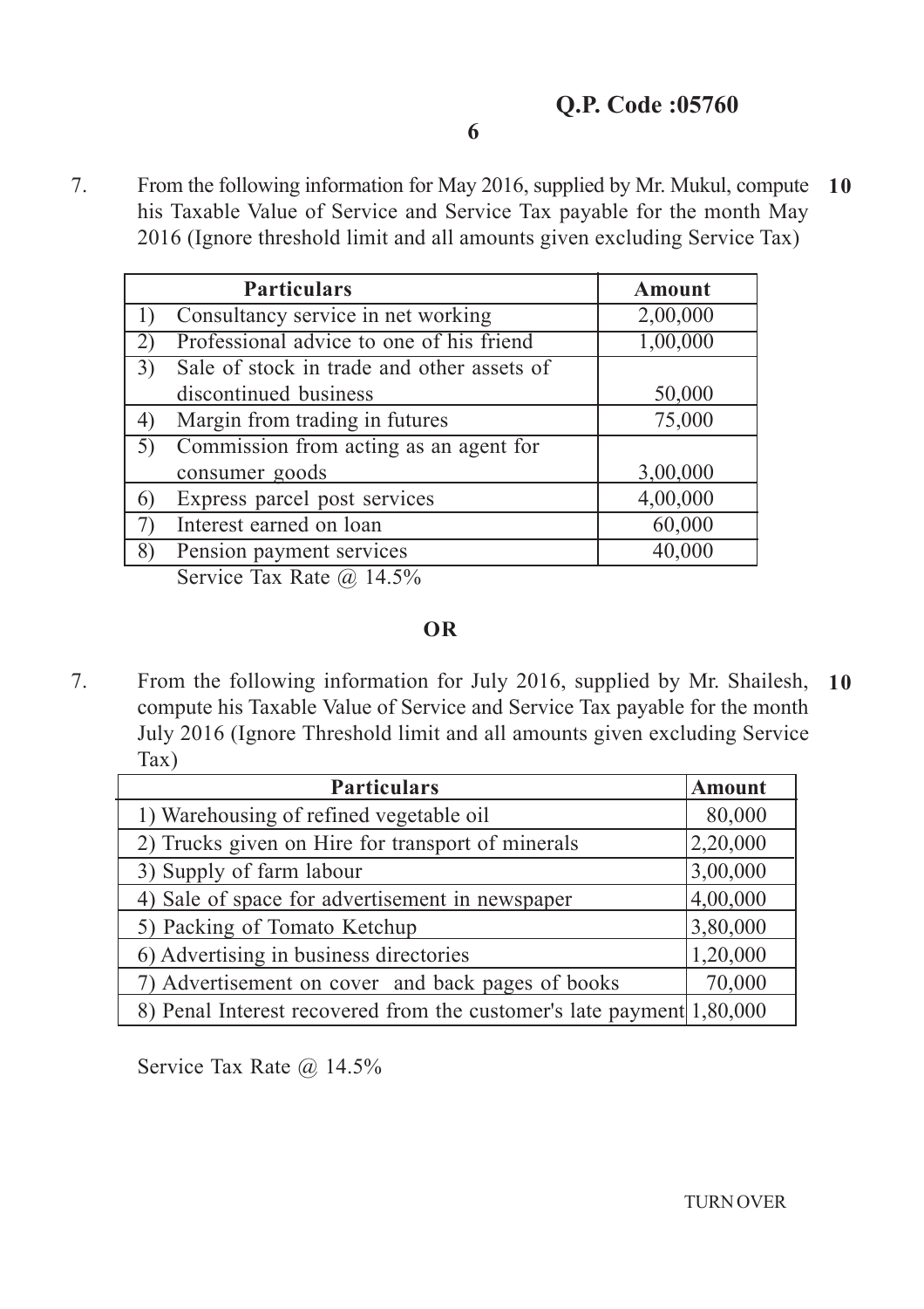**Q.P. Code :05760**

7. From the following information for May 2016, supplied by Mr. Mukul, compute his Taxable Value of Service and Service Tax payable for the month May 2016 (Ignore threshold limit and all amounts given excluding Service Tax) **10**

| Particulars | Amount |
|---|---|
| 1) Consultancy service in net working | 2,00,000 |
| 2) Professional advice to one of his friend | 1,00,000 |
| 3) Sale of stock in trade and other assets of discontinued business | 50,000 |
| 4) Margin from trading in futures | 75,000 |
| 5) Commission from acting as an agent for consumer goods | 3,00,000 |
| 6) Express parcel post services | 4,00,000 |
| 7) Interest earned on loan | 60,000 |
| 8) Pension payment services | 40,000 |

Service Tax Rate @ 14.5%

**OR**

7. From the following information for July 2016, supplied by Mr. Shailesh, compute his Taxable Value of Service and Service Tax payable for the month July 2016 (Ignore Threshold limit and all amounts given excluding Service Tax) **10**

| Particulars | Amount |
|---|---|
| 1) Warehousing of refined vegetable oil | 80,000 |
| 2) Trucks given on Hire for transport of minerals | 2,20,000 |
| 3) Supply of farm labour | 3,00,000 |
| 4) Sale of space for advertisement in newspaper | 4,00,000 |
| 5) Packing of Tomato Ketchup | 3,80,000 |
| 6) Advertising in business directories | 1,20,000 |
| 7) Advertisement on cover and back pages of books | 70,000 |
| 8) Penal Interest recovered from the customer's late payment | 1,80,000 |

Service Tax Rate @ 14.5%

TURN OVER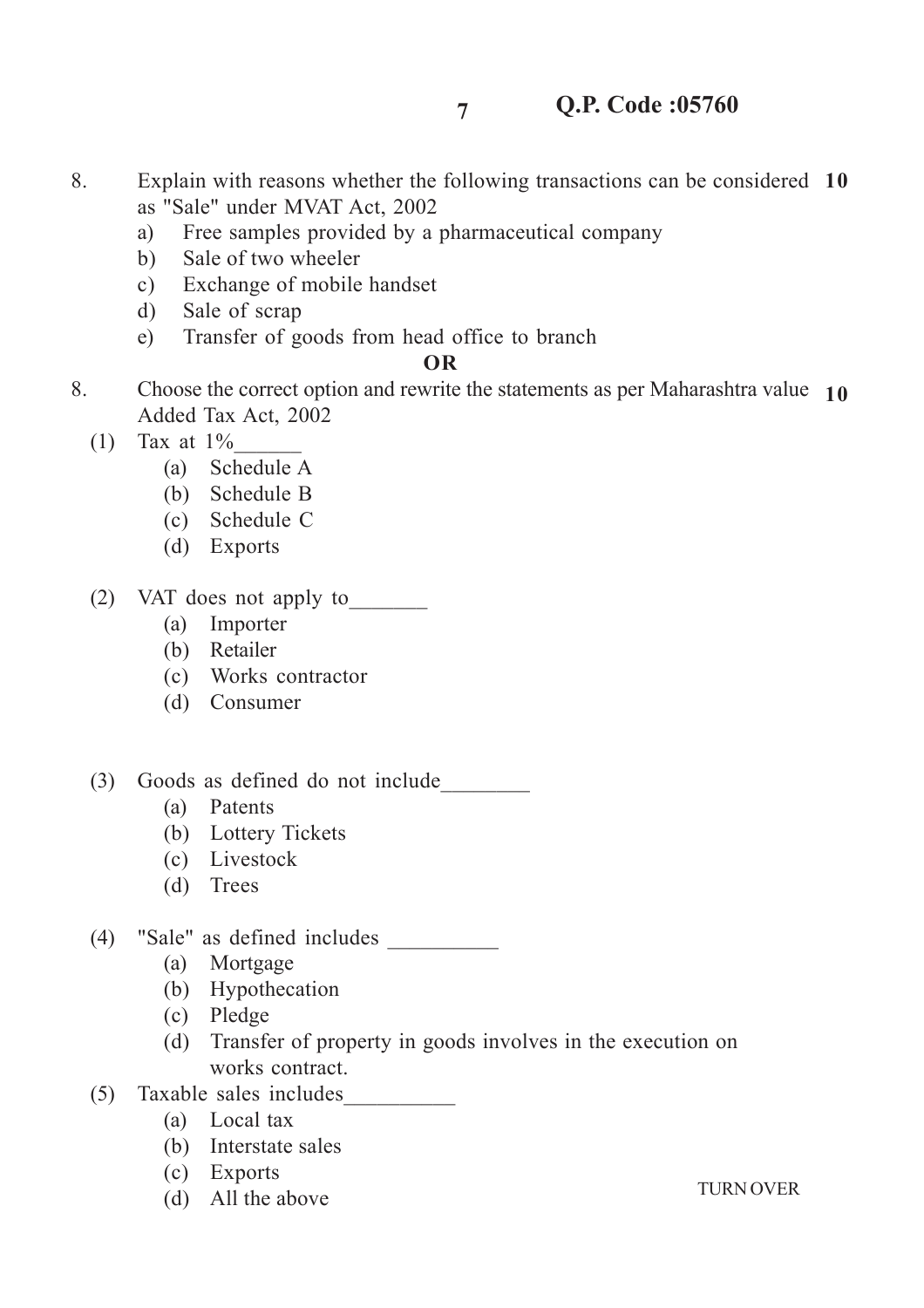8. Explain with reasons whether the following transactions can be considered as "Sale" under MVAT Act, 2002 **10**

   a) Free samples provided by a pharmaceutical company
   b) Sale of two wheeler
   c) Exchange of mobile handset
   d) Sale of scrap
   e) Transfer of goods from head office to branch

**OR**

8. Choose the correct option and rewrite the statements as per Maharashtra value Added Tax Act, 2002 **10**

   (1) Tax at 1%______
   - (a) Schedule A
   - (b) Schedule B
   - (c) Schedule C
   - (d) Exports

   (2) VAT does not apply to_______
   - (a) Importer
   - (b) Retailer
   - (c) Works contractor
   - (d) Consumer

   (3) Goods as defined do not include________
   - (a) Patents
   - (b) Lottery Tickets
   - (c) Livestock
   - (d) Trees

   (4) "Sale" as defined includes __________
   - (a) Mortgage
   - (b) Hypothecation
   - (c) Pledge
   - (d) Transfer of property in goods involves in the execution on works contract.

   (5) Taxable sales includes__________
   - (a) Local tax
   - (b) Interstate sales
   - (c) Exports
   - (d) All the above

TURN OVER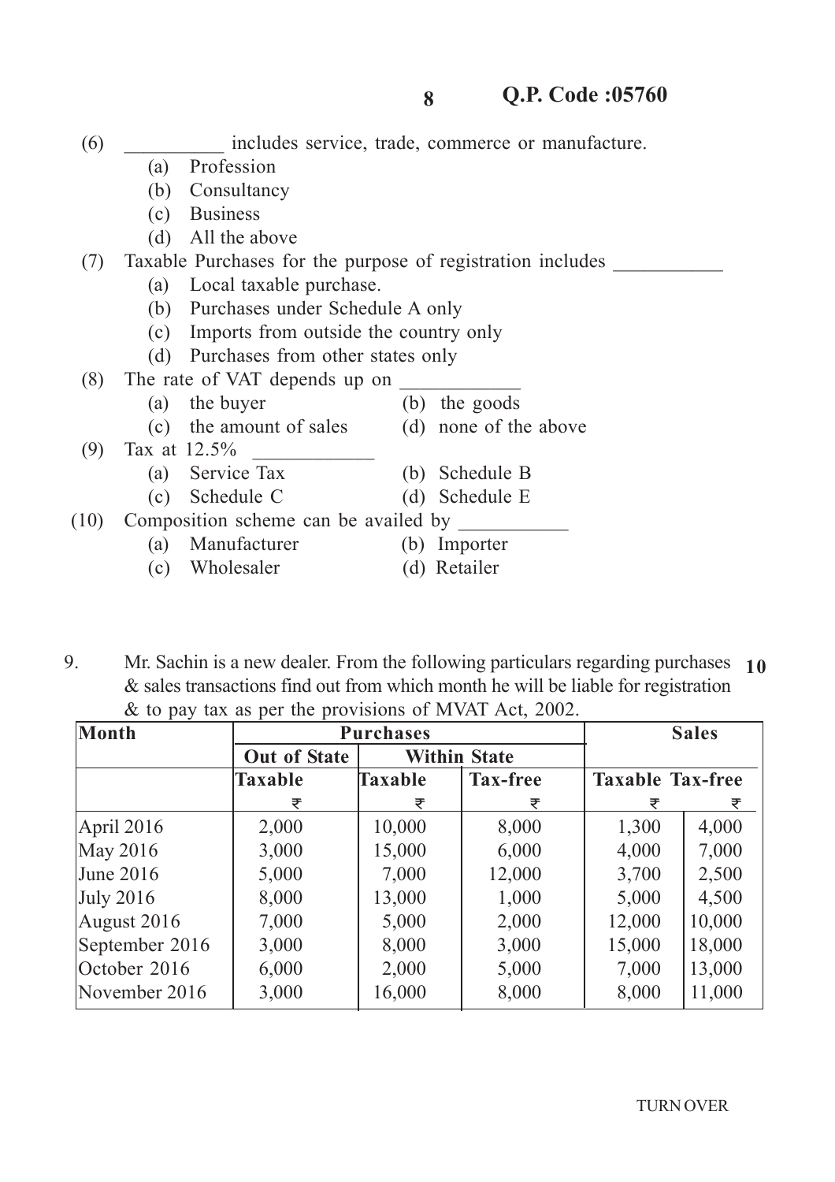(6) __________ includes service, trade, commerce or manufacture.

   (a) Profession
   (b) Consultancy
   (c) Business
   (d) All the above

(7) Taxable Purchases for the purpose of registration includes ___________

   (a) Local taxable purchase.
   (b) Purchases under Schedule A only
   (c) Imports from outside the country only
   (d) Purchases from other states only

(8) The rate of VAT depends up on ____________

   (a) the buyer  (b) the goods
   (c) the amount of sales  (d) none of the above

(9) Tax at 12.5% ____________

   (a) Service Tax  (b) Schedule B
   (c) Schedule C  (d) Schedule E

(10) Composition scheme can be availed by ___________

   (a) Manufacturer  (b) Importer
   (c) Wholesaler  (d) Retailer

9. Mr. Sachin is a new dealer. From the following particulars regarding purchases & sales transactions find out from which month he will be liable for registration & to pay tax as per the provisions of MVAT Act, 2002. **10**

| Month | Purchases | | | Sales | |
|---|---|---|---|---|---|
| | Out of State | Within State | | | |
| | Taxable | Taxable | Tax-free | Taxable | Tax-free |
| | ₹ | ₹ | ₹ | ₹ | ₹ |
| April 2016 | 2,000 | 10,000 | 8,000 | 1,300 | 4,000 |
| May 2016 | 3,000 | 15,000 | 6,000 | 4,000 | 7,000 |
| June 2016 | 5,000 | 7,000 | 12,000 | 3,700 | 2,500 |
| July 2016 | 8,000 | 13,000 | 1,000 | 5,000 | 4,500 |
| August 2016 | 7,000 | 5,000 | 2,000 | 12,000 | 10,000 |
| September 2016 | 3,000 | 8,000 | 3,000 | 15,000 | 18,000 |
| October 2016 | 6,000 | 2,000 | 5,000 | 7,000 | 13,000 |
| November 2016 | 3,000 | 16,000 | 8,000 | 8,000 | 11,000 |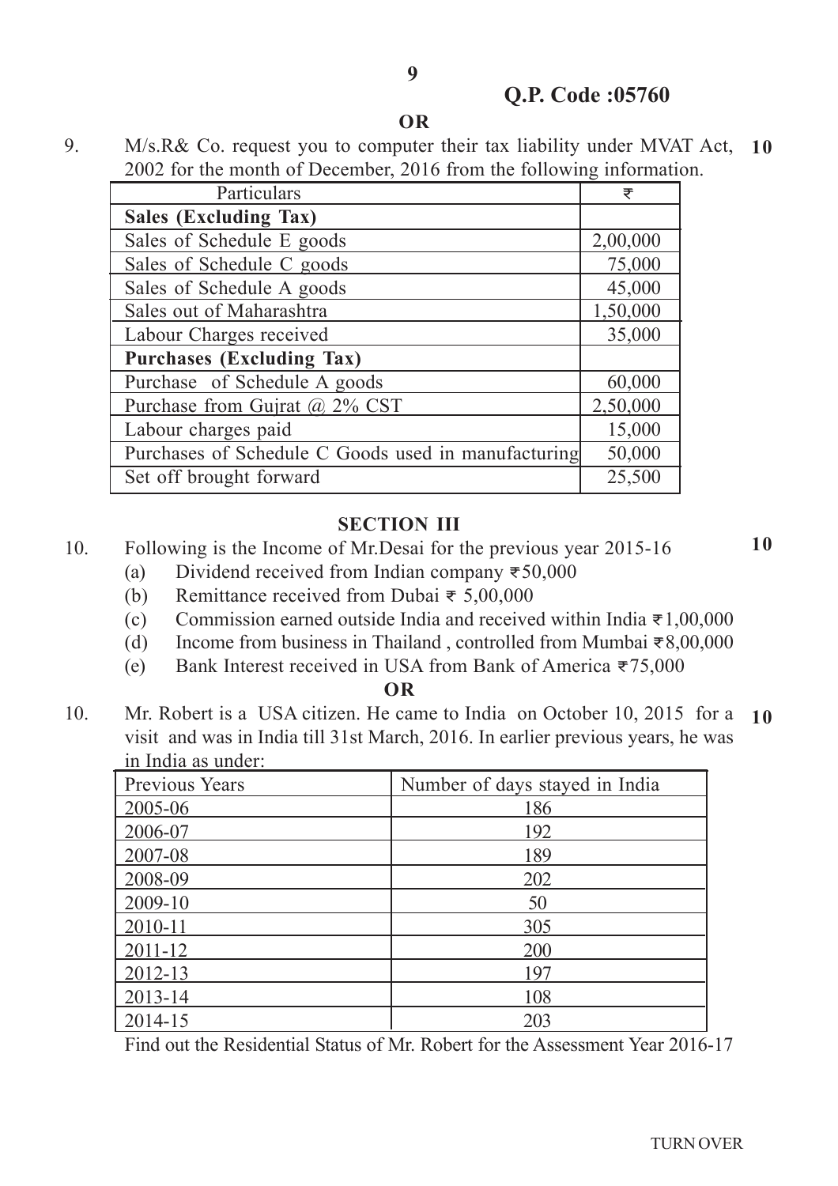**Q.P. Code :05760**

**OR**

9. M/s.R& Co. request you to computer their tax liability under MVAT Act, 2002 for the month of December, 2016 from the following information. **10**

| Particulars | ₹ |
|---|---|
| **Sales (Excluding Tax)** | |
| Sales of Schedule E goods | 2,00,000 |
| Sales of Schedule C goods | 75,000 |
| Sales of Schedule A goods | 45,000 |
| Sales out of Maharashtra | 1,50,000 |
| Labour Charges received | 35,000 |
| **Purchases (Excluding Tax)** | |
| Purchase of Schedule A goods | 60,000 |
| Purchase from Gujrat @ 2% CST | 2,50,000 |
| Labour charges paid | 15,000 |
| Purchases of Schedule C Goods used in manufacturing | 50,000 |
| Set off brought forward | 25,500 |

## SECTION III

10. Following is the Income of Mr.Desai for the previous year 2015-16 **10**
    - (a) Dividend received from Indian company ₹50,000
    - (b) Remittance received from Dubai ₹ 5,00,000
    - (c) Commission earned outside India and received within India ₹1,00,000
    - (d) Income from business in Thailand , controlled from Mumbai ₹8,00,000
    - (e) Bank Interest received in USA from Bank of America ₹75,000

**OR**

10. Mr. Robert is a USA citizen. He came to India on October 10, 2015 for a visit and was in India till 31st March, 2016. In earlier previous years, he was in India as under: **10**

| Previous Years | Number of days stayed in India |
|---|---|
| 2005-06 | 186 |
| 2006-07 | 192 |
| 2007-08 | 189 |
| 2008-09 | 202 |
| 2009-10 | 50 |
| 2010-11 | 305 |
| 2011-12 | 200 |
| 2012-13 | 197 |
| 2013-14 | 108 |
| 2014-15 | 203 |

Find out the Residential Status of Mr. Robert for the Assessment Year 2016-17

TURN OVER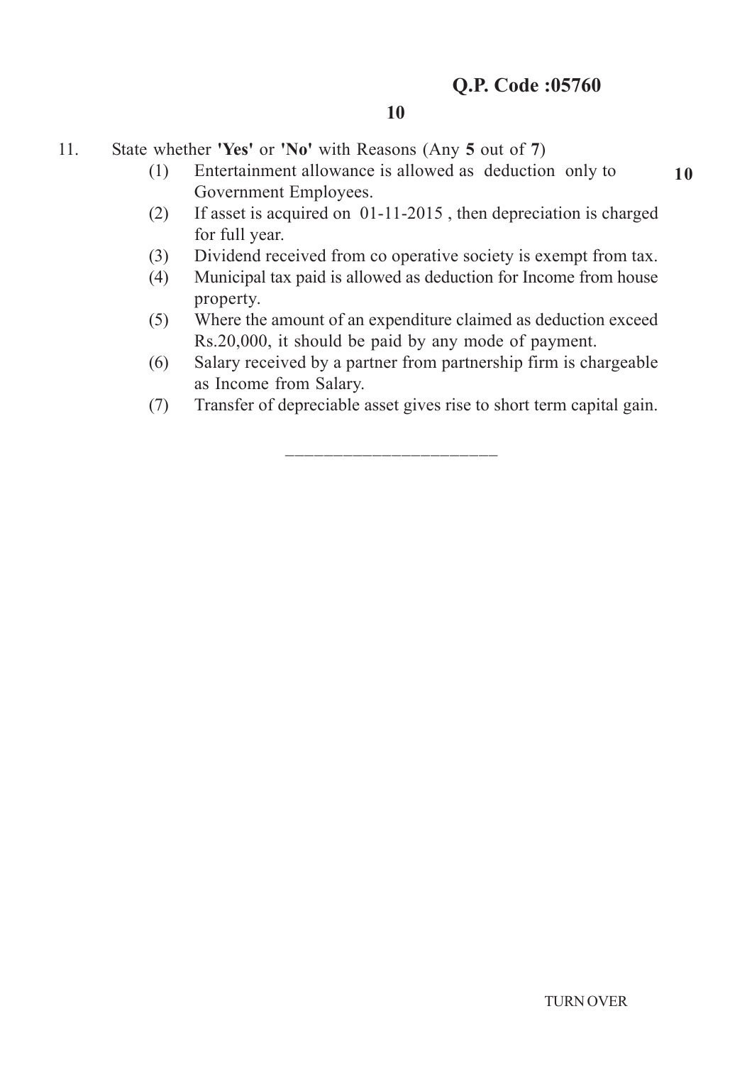**Q.P. Code :05760**

11. State whether **'Yes'** or **'No'** with Reasons (Any **5** out of **7**) **10**

    (1) Entertainment allowance is allowed as deduction only to Government Employees.

    (2) If asset is acquired on 01-11-2015 , then depreciation is charged for full year.

    (3) Dividend received from co operative society is exempt from tax.

    (4) Municipal tax paid is allowed as deduction for Income from house property.

    (5) Where the amount of an expenditure claimed as deduction exceed Rs.20,000, it should be paid by any mode of payment.

    (6) Salary received by a partner from partnership firm is chargeable as Income from Salary.

    (7) Transfer of depreciable asset gives rise to short term capital gain.

---

TURN OVER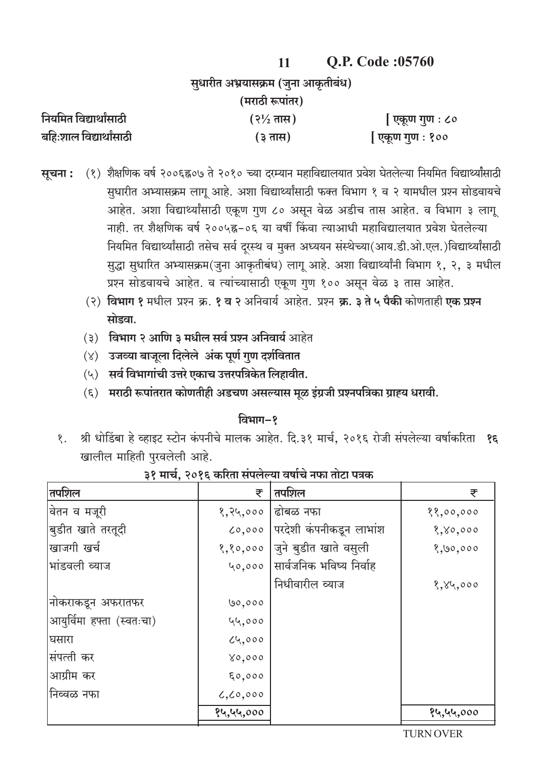**Q.P. Code :05760**

सुधारीत अभ्रयासक्रम (जुना आकृतीबंध)

(मराठी रूपांतर)

| | | |
|---|---|---|
| नियमित विद्यार्थांसाठी | (२½ तास) | [ एकूण गुण : ८० |
| बहि:शाल विद्यार्थांसाठी | (३ तास) | [ एकूण गुण : १०० |

**सूचना :** (१) शैक्षणिक वर्ष २००६ह्न०७ ते २०१० च्या दरम्यान महाविद्यालयात प्रवेश घेतलेल्या नियमित विद्यार्थ्यांसाठी सुधारीत अभ्यासक्रम लागू आहे. अशा विद्यार्थ्यांसाठी फक्त विभाग १ व २ यामधील प्रश्न सोडवायचे आहेत. अशा विद्यार्थ्यांसाठी एकूण गुण ८० असून वेळ अडीच तास आहेत. व विभाग ३ लागू नाही. तर शैक्षणिक वर्ष २००५ह्न–०६ या वर्षी किंवा त्याआधी महाविद्यालयात प्रवेश घेतलेल्या नियमित विद्यार्थ्यांसाठी तसेच सर्व दूरस्थ व मुक्त अध्ययन संस्थेच्या(आय.डी.ओ.एल.)विद्यार्थ्यांसाठी सुद्धा सुधारित अभ्यासक्रम(जुना आकृतीबंध) लागू आहे. अशा विद्यार्थ्यांनी विभाग १, २, ३ मधील प्रश्न सोडवायचे आहेत. व त्यांच्यासाठी एकूण गुण १०० असून वेळ ३ तास आहेत.

(२) **विभाग १** मधील प्रश्न क्र. **१ व २** अनिवार्य आहेत. प्रश्न **क्र. ३ ते ५ पैकी** कोणताही **एक प्रश्न सोडवा.**

(३) **विभाग २ आणि ३ मधील सर्व प्रश्न अनिवार्य** आहेत

(४) **उजव्या बाजूला दिलेले अंक पूर्ण गुण दर्शवितात**

(५) **सर्व विभागांची उत्तरे एकाच उत्तरपत्रिकेत लिहावीत.**

(६) **मराठी रूपांतरात कोणतीही अडचण असल्यास मूळ इंग्रजी प्रश्नपत्रिका ग्राह्य धरावी.**

## विभाग–१

१. श्री धोडिंबा हे व्हाइट स्टोन कंपनीचे मालक आहेत. दि.३१ मार्च, २०१६ रोजी संपलेल्या वर्षाकरिता खालील माहिती पुरवलेली आहे. **१६**

**३१ मार्च, २०१६ करिता संपलेल्या वर्षाचे नफा तोटा पत्रक**

| तपशिल | ₹ | तपशिल | ₹ |
|---|---|---|---|
| वेतन व मजूरी | १,२५,००० | ढोबळ नफा | ११,००,००० |
| बुडीत खाते तरतूदी | ८०,००० | परदेशी कंपनीकडून लाभांश | १,४०,००० |
| खाजगी खर्च | १,१०,००० | जुने बुडीत खाते वसुली | १,७०,००० |
| भांडवली व्याज | ५०,००० | सार्वजनिक भविष्य निर्वाह निधीवारील व्याज | १,४५,००० |
| नोकराकडून अफरातफर | ७०,००० | | |
| आयुर्विमा हफ्ता (स्वतःचा) | ५५,००० | | |
| घसारा | ८५,००० | | |
| संपत्ती कर | ४०,००० | | |
| आग्रीम कर | ६०,००० | | |
| निव्वळ नफा | ८,८०,००० | | |
| | १५,५५,००० | | १५,५५,००० |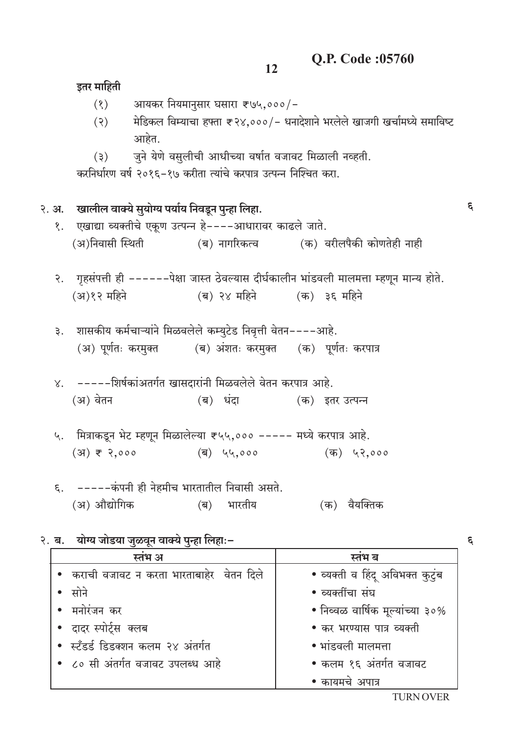**Q.P. Code :05760**

**इतर माहिती**

(१) आयकर नियमानुसार घसारा ₹७५,०००/-

(२) मेडिकल विम्याचा हफ्ता ₹२४,०००/- धनादेशाने भरलेले खाजगी खर्चामध्ये समाविष्ट आहेत.

(३) जुने येणे वसुलीची आधीच्या वर्षात वजावट मिळाली नव्हती.

करनिर्धारण वर्ष २०१६-१७ करीता त्यांचे करपात्र उत्पन्न निश्चित करा.

**२. अ. खालील वाक्ये सुयोग्य पर्याय निवडून पुन्हा लिहा.** ६

१. एखाद्या व्यक्तीचे एकूण उत्पन्न हे----आधारावर काढले जाते.
(अ)निवासी स्थिती (ब) नागरिकत्व (क) वरीलपैकी कोणतेही नाही

२. गृहसंपत्ती ही ------पेक्षा जास्त ठेवल्यास दीर्घकालीन भांडवली मालमत्ता म्हणून मान्य होते.
(अ)१२ महिने (ब) २४ महिने (क) ३६ महिने

३. शासकीय कर्मचाऱ्यांने मिळवलेले कम्युटेड निवृत्ती वेतन----आहे.
(अ) पूर्णतः करमुक्त (ब) अंशतः करमुक्त (क) पूर्णतः करपात्र

४. -----शिर्षकांअतर्गत खासदारांनी मिळवलेले वेतन करपात्र आहे.
(अ) वेतन (ब) धंदा (क) इतर उत्पन्न

५. मित्राकडून भेट म्हणून मिळालेल्या ₹५५,००० ----- मध्ये करपात्र आहे.
(अ) ₹ २,००० (ब) ५५,००० (क) ५२,०००

६. -----कंपनी ही नेहमीच भारतातील निवासी असते.
(अ) औद्योगिक (ब) भारतीय (क) वैयक्तिक

**२. ब. योग्य जोडया जुळवून वाक्ये पुन्हा लिहा:-** ६

| स्तंभ अ | स्तंभ ब |
|---|---|
| • कराची वजावट न करता भारताबाहेर वेतन दिले | • व्यक्ती व हिंदू अविभक्त कुटुंब |
| • सोने | • व्यक्तींचा संघ |
| • मनोरंजन कर | • निव्वळ वार्षिक मूल्यांच्या ३०% |
| • दादर स्पोर्ट्स क्लब | • कर भरण्यास पात्र व्यक्ती |
| • स्टँडर्ड डिडक्शन कलम २४ अंतर्गत | • भांडवली मालमत्ता |
| • ८० सी अंतर्गत वजावट उपलब्ध आहे | • कलम १६ अंतर्गत वजावट |
| | • कायमचे अपात्र |

TURN OVER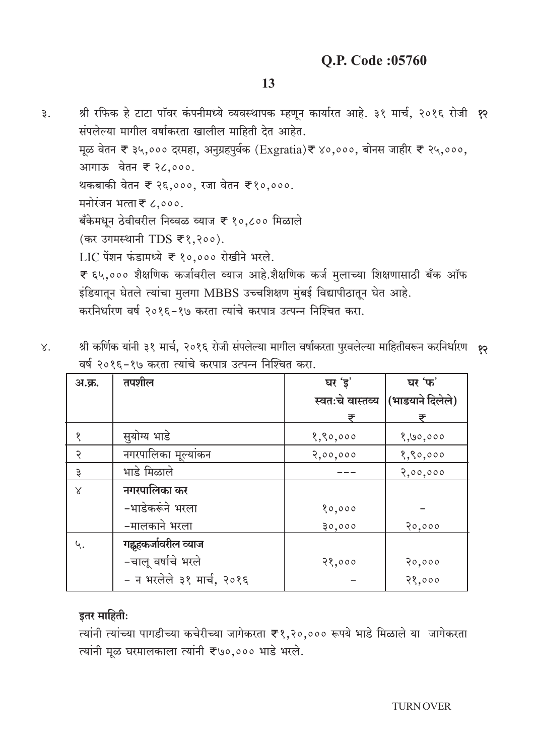**Q.P. Code :05760**

३. श्री रफिक हे टाटा पॉवर कंपनीमध्ये व्यवस्थापक म्हणून कार्यारत आहे. ३१ मार्च, २०१६ रोजी संपलेल्या मागील वर्षाकरता खालील माहिती देत आहेत. **१२**

मूळ वेतन ₹ ३५,००० दरमहा, अनुग्रहपुर्वक (Exgratia) ₹ ४०,०००, बोनस जाहीर ₹ २५,०००, आगाऊ वेतन ₹ २८,०००.

थकबाकी वेतन ₹ २६,०००, रजा वेतन ₹१०,०००.

मनोरंजन भत्ता ₹ ८,०००.

बँकेमधून ठेवीवरील निव्वळ व्याज ₹ १०,८०० मिळाले

(कर उगमस्थानी TDS ₹१,२००).

LIC पेंशन फंडामध्ये ₹ १०,००० रोखीने भरले.

₹ ६५,००० शैक्षणिक कर्जावरील व्याज आहे.शैक्षणिक कर्ज मुलाच्या शिक्षणासाठी बँक ऑफ इंडियातून घेतले त्यांचा मुलगा MBBS उच्चशिक्षण मुंबई विद्यापीठातून घेत आहे.

करनिर्धारण वर्ष २०१६-१७ करता त्यांचे करपात्र उत्पन्न निश्चित करा.

४. श्री कर्णिक यांनी ३१ मार्च, २०१६ रोजी संपलेल्या मागील वर्षाकरता पुरवलेल्या माहितीवरून करनिर्धारण वर्ष २०१६-१७ करता त्यांचे करपात्र उत्पन्न निश्चित करा. **१२**

| अ.क्र. | तपशील | घर 'इ' स्वतःचे वास्तव्य ₹ | घर 'फ' (भाडयाने दिलेले) ₹ |
|---|---|---|---|
| १ | सुयोग्य भाडे | १,९०,००० | १,७०,००० |
| २ | नगरपालिका मूल्यांकन | २,००,००० | १,९०,००० |
| ३ | भाडे मिळाले | --- | २,००,००० |
| ४ | **नगरपालिका कर** | | |
| | -भाडेकरूने भरला | १०,००० | - |
| | -मालकाने भरला | ३०,००० | २०,००० |
| ५. | **गह्रहकर्जावरील व्याज** | | |
| | -चालू वर्षाचे भरले | २१,००० | २०,००० |
| | - न भरलेले ३१ मार्च, २०१६ | - | २१,००० |

**इतर माहिती:**

त्यांनी त्यांच्या पागडीच्या कचेरीच्या जागेकरता ₹१,२०,००० रूपये भाडे मिळाले या जागेकरता त्यांनी मूळ घरमालकाला त्यांनी ₹७०,००० भाडे भरले.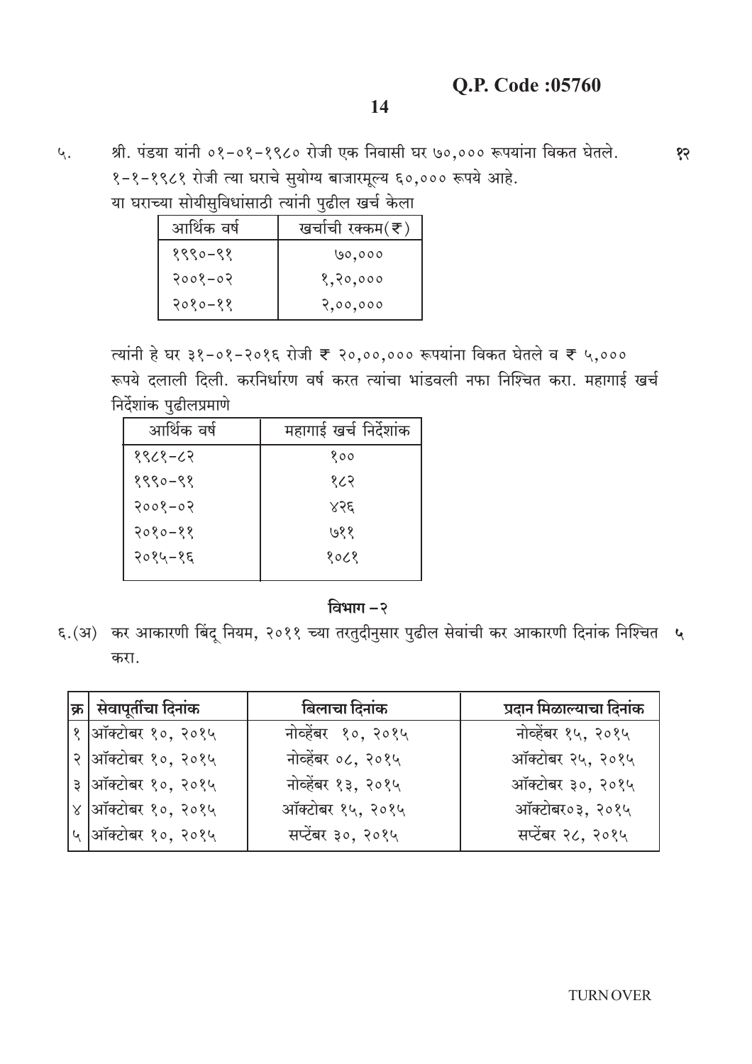**Q.P. Code :05760**

५. श्री. पंडया यांनी ०१-०१-१९८० रोजी एक निवासी घर ७०,००० रूपयांना विकत घेतले. १-१-१९८१ रोजी त्या घराचे सुयोग्य बाजारमूल्य ६०,००० रूपये आहे. **१२**

या घराच्या सोयीसुविधांसाठी त्यांनी पुढील खर्च केला

| आर्थिक वर्ष | खर्चाची रक्कम(₹) |
|---|---|
| १९९०-९१ | ७०,००० |
| २००१-०२ | १,२०,००० |
| २०१०-११ | २,००,००० |

त्यांनी हे घर ३१-०१-२०१६ रोजी ₹ २०,००,००० रूपयांना विकत घेतले व ₹ ५,००० रूपये दलाली दिली. करनिर्धारण वर्ष करत त्यांचा भांडवली नफा निश्चित करा. महागाई खर्च निर्देशांक पुढीलप्रमाणे

| आर्थिक वर्ष | महागाई खर्च निर्देशांक |
|---|---|
| १९८१-८२ | १०० |
| १९९०-९१ | १८२ |
| २००१-०२ | ४२६ |
| २०१०-११ | ७११ |
| २०१५-१६ | १०८१ |

## विभाग – २

६.(अ) कर आकारणी बिंदू नियम, २०११ च्या तरतुदीनुसार पुढील सेवांची कर आकारणी दिनांक निश्चित करा. **५**

| क्र | सेवापूर्तीचा दिनांक | बिलाचा दिनांक | प्रदान मिळाल्याचा दिनांक |
|---|---|---|---|
| १ | ऑक्टोबर १०, २०१५ | नोव्हेंबर १०, २०१५ | नोव्हेंबर १५, २०१५ |
| २ | ऑक्टोबर १०, २०१५ | नोव्हेंबर ०८, २०१५ | ऑक्टोबर २५, २०१५ |
| ३ | ऑक्टोबर १०, २०१५ | नोव्हेंबर १३, २०१५ | ऑक्टोबर ३०, २०१५ |
| ४ | ऑक्टोबर १०, २०१५ | ऑक्टोबर १५, २०१५ | ऑक्टोबर०३, २०१५ |
| ५ | ऑक्टोबर १०, २०१५ | सप्टेंबर ३०, २०१५ | सप्टेंबर २८, २०१५ |

TURN OVER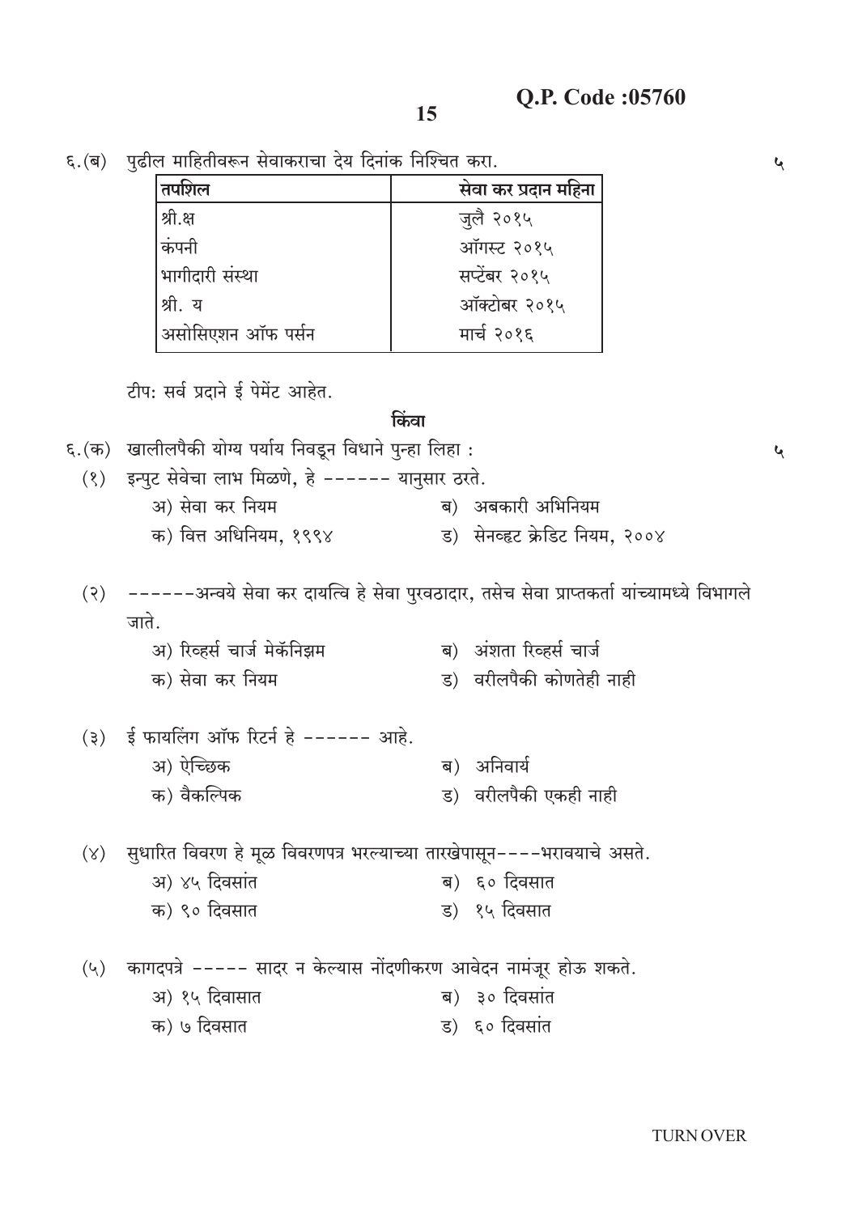Q.P. Code :05760

६.(ब) पुढील माहितीवरून सेवाकराचा देय दिनांक निश्चित करा. ५

| तपशिल | सेवा कर प्रदान महिना |
|---|---|
| श्री.क्ष | जुलै २०१५ |
| कंपनी | ऑगस्ट २०१५ |
| भागीदारी संस्था | सप्टेंबर २०१५ |
| श्री. य | ऑक्टोबर २०१५ |
| असोसिएशन ऑफ पर्सन | मार्च २०१६ |

टीप: सर्व प्रदाने ई पेमेंट आहेत.

**किंवा**

६.(क) खालीलपैकी योग्य पर्याय निवडून विधाने पुन्हा लिहा : ५

(१) इन्पुट सेवेचा लाभ मिळणे, हे ------ यानुसार ठरते.

अ) सेवा कर नियम — ब) अबकारी अभिनियम

क) वित्त अधिनियम, १९९४ — ड) सेनव्हट क्रेडिट नियम, २००४

(२) ------अन्वये सेवा कर दायित्वि हे सेवा पुरवठादार, तसेच सेवा प्राप्तकर्ता यांच्यामध्ये विभागले जाते.

अ) रिव्हर्स चार्ज मेकॅनिझम — ब) अंशता रिव्हर्स चार्ज

क) सेवा कर नियम — ड) वरीलपैकी कोणतेही नाही

(३) ई फायलिंग ऑफ रिटर्न हे ------ आहे.

अ) ऐच्छिक — ब) अनिवार्य

क) वैकल्पिक — ड) वरीलपैकी एकही नाही

(४) सुधारित विवरण हे मूळ विवरणपत्र भरल्याच्या तारखेपासून----भरावयाचे असते.

अ) ४५ दिवसांत — ब) ६० दिवसात

क) ९० दिवसात — ड) १५ दिवसात

(५) कागदपत्रे ----- सादर न केल्यास नोंदणीकरण आवेदन नामंजूर होऊ शकते.

अ) १५ दिवासात — ब) ३० दिवसांत

क) ७ दिवसात — ड) ६० दिवसांत

TURN OVER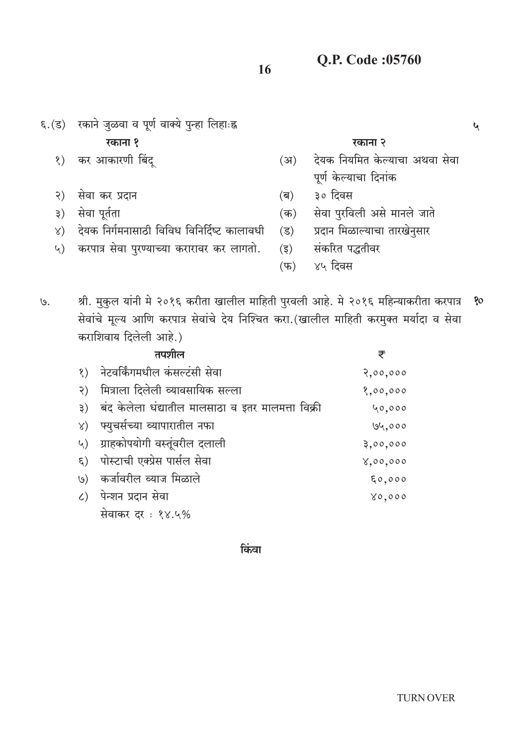६.(ड) रकाने जुळवा व पूर्ण वाक्ये पुन्हा लिहाः ५

| | रकाना १ | | रकाना २ |
|---|---|---|---|
| १) | कर आकारणी बिंदू | (अ) | देयक नियमित केल्याचा अथवा सेवा पूर्ण केल्याचा दिनांक |
| २) | सेवा कर प्रदान | (ब) | ३० दिवस |
| ३) | सेवा पूर्तता | (क) | सेवा पुरविली असे मानले जाते |
| ४) | देयक निर्गमनासाठी विविध विनिर्दिष्ट कालावधी | (ड) | प्रदान मिळाल्याचा तारखेनुसार |
| ५) | करपात्र सेवा पुरण्याच्या करारावर कर लागतो. | (इ) | संकरित पद्धतीवर |
| | | (फ) | ४५ दिवस |

७. श्री. मुकुल यांनी मे २०१६ करीता खालील माहिती पुरवली आहे. मे २०१६ महिन्याकरीता करपात्र सेवांचे मूल्य आणि करपात्र सेवांचे देय निश्चित करा.(खालील माहिती करमुक्त मर्यादा व सेवा कराशिवाय दिलेली आहे.) १०

| | तपशील | ₹ |
|---|---|---|
| १) | नेटवर्किंगमधील कंसल्टंसी सेवा | २,००,००० |
| २) | मित्राला दिलेली व्यावसायिक सल्ला | १,००,००० |
| ३) | बंद केलेला धंद्यातील मालसाठा व इतर मालमत्ता विक्री | ५०,००० |
| ४) | फ्युचर्सच्या व्यापारातील नफा | ७५,००० |
| ५) | ग्राहकोपयोगी वस्तूंवरील दलाली | ३,००,००० |
| ६) | पोस्टाची एक्प्रेस पार्सल सेवा | ४,००,००० |
| ७) | कर्जावरील व्याज मिळाले | ६०,००० |
| ८) | पेन्शन प्रदान सेवा | ४०,००० |
| | सेवाकर दर : १४.५% | |

**किंवा**

TURN OVER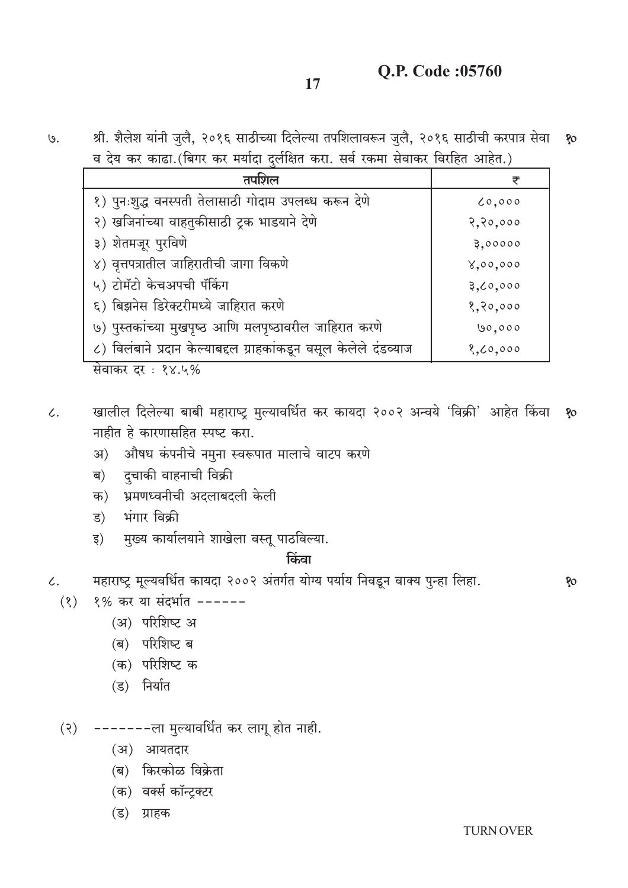**Q.P. Code :05760**

७. श्री. शैलेश यांनी जुलै, २०१६ साठीच्या दिलेल्या तपशिलावरून जुलै, २०१६ साठीची करपात्र सेवा व देय कर काढा.(बिगर कर मर्यादा दुर्लक्षित करा. सर्व रकमा सेवाकर विरहित आहेत.) **१०**

| तपशिल | ₹ |
|---|---|
| १) पुनःशुद्ध वनस्पती तेलासाठी गोदाम उपलब्ध करून देणे | ८०,००० |
| २) खजिनांच्या वाहतुकीसाठी ट्रक भाडयाने देणे | २,२०,००० |
| ३) शेतमजूर पुरविणे | ३,००००० |
| ४) वृत्तपत्रातील जाहिरातीची जागा विकणे | ४,००,००० |
| ५) टोमॅटो केचअपची पॅकिंग | ३,८०,००० |
| ६) बिझनेस डिरेक्टरीमध्ये जाहिरात करणे | १,२०,००० |
| ७) पुस्तकांच्या मुखपृष्ठ आणि मलपृष्ठावरील जाहिरात करणे | ७०,००० |
| ८) विलंबाने प्रदान केल्याबद्दल ग्राहकांकडून वसूल केलेले दंडव्याज | १,८०,००० |

सेवाकर दर : १४.५%

८. खालील दिलेल्या बाबी महाराष्ट्र मुल्यावर्धित कर कायदा २००२ अन्वये 'विक्री' आहेत किंवा नाहीत हे कारणासहित स्पष्ट करा. **१०**

अ) औषध कंपनीचे नमुना स्वरूपात मालाचे वाटप करणे

ब) दुचाकी वाहनाची विक्री

क) भ्रमणध्वनीची अदलाबदली केली

ड) भंगार विक्री

इ) मुख्य कार्यालयाने शाखेला वस्तू पाठविल्या.

**किंवा**

८. महाराष्ट्र मूल्यवर्धित कायदा २००२ अंतर्गत योग्य पर्याय निवडून वाक्य पुन्हा लिहा. **१०**

(१) १% कर या संदर्भात ------

(अ) परिशिष्ट अ

(ब) परिशिष्ट ब

(क) परिशिष्ट क

(ड) निर्यात

(२) -------ला मुल्यावर्धित कर लागू होत नाही.

(अ) आयतदार

(ब) किरकोळ विक्रेता

(क) वर्क्स कॉन्ट्रक्टर

(ड) ग्राहक

TURN OVER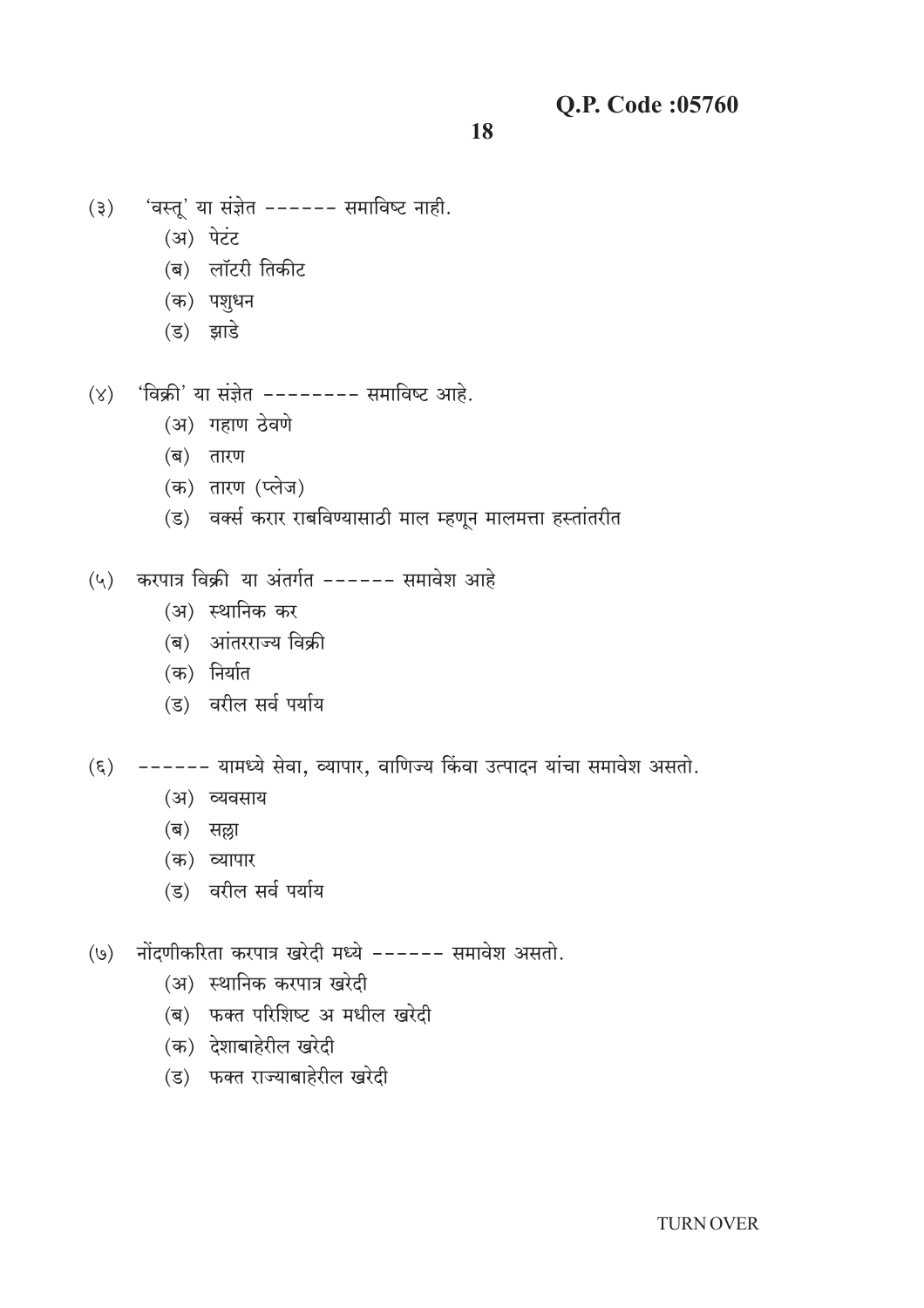(३) 'वस्तू' या संज्ञेत ------ समाविष्ट नाही.

- (अ) पेटंट
- (ब) लॉटरी तिकीट
- (क) पशुधन
- (ड) झाडे

(४) 'विक्री' या संज्ञेत -------- समाविष्ट आहे.

- (अ) गहाण ठेवणे
- (ब) तारण
- (क) तारण (प्लेज)
- (ड) वर्क्स करार राबविण्यासाठी माल म्हणून मालमत्ता हस्तांतरीत

(५) करपात्र विक्री या अंतर्गत ------ समावेश आहे

- (अ) स्थानिक कर
- (ब) आंतरराज्य विक्री
- (क) निर्यात
- (ड) वरील सर्व पर्याय

(६) ------ यामध्ये सेवा, व्यापार, वाणिज्य किंवा उत्पादन यांचा समावेश असतो.

- (अ) व्यवसाय
- (ब) सल्ला
- (क) व्यापार
- (ड) वरील सर्व पर्याय

(७) नोंदणीकरिता करपात्र खरेदी मध्ये ------ समावेश असतो.

- (अ) स्थानिक करपात्र खरेदी
- (ब) फक्त परिशिष्ट अ मधील खरेदी
- (क) देशाबाहेरील खरेदी
- (ड) फक्त राज्याबाहेरील खरेदी

TURN OVER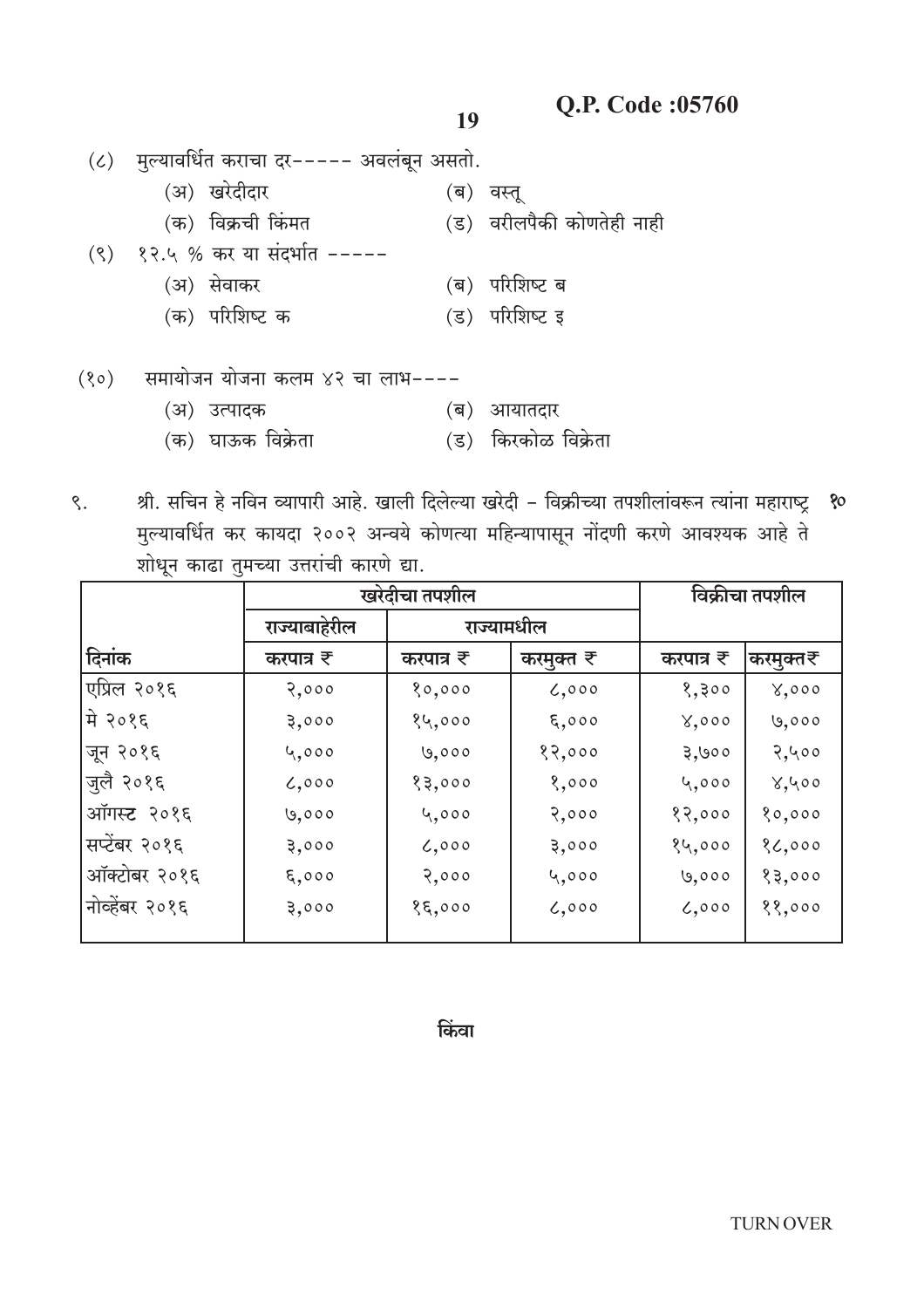Q.P. Code :05760

(८) मुल्यावर्धित कराचा दर----- अवलंबून असतो.

(अ) खरेदीदार (ब) वस्तू

(क) विक्रची किंमत (ड) वरीलपैकी कोणतेही नाही

(९) १२.५ % कर या संदर्भात -----

(अ) सेवाकर (ब) परिशिष्ट ब

(क) परिशिष्ट क (ड) परिशिष्ट इ

(१०) समायोजन योजना कलम ४२ चा लाभ----

(अ) उत्पादक (ब) आयातदार

(क) घाऊक विक्रेता (ड) किरकोळ विक्रेता

९. श्री. सचिन हे नविन व्यापारी आहे. खाली दिलेल्या खरेदी – विक्रीच्या तपशीलांवरून त्यांना महाराष्ट्र मुल्यावर्धित कर कायदा २००२ अन्वये कोणत्या महिन्यापासून नोंदणी करणे आवश्यक आहे ते शोधून काढा तुमच्या उत्तरांची कारणे द्या. **१०**

| | खरेदीचा तपशील | | | विक्रीचा तपशील | |
|---|---|---|---|---|---|
| | राज्याबाहेरील | राज्यामधील | | | |
| दिनांक | करपात्र ₹ | करपात्र ₹ | करमुक्त ₹ | करपात्र ₹ | करमुक्त₹ |
| एप्रिल २०१६ | २,००० | १०,००० | ८,००० | १,३०० | ४,००० |
| मे २०१६ | ३,००० | १५,००० | ६,००० | ४,००० | ७,००० |
| जून २०१६ | ५,००० | ७,००० | १२,००० | ३,७०० | २,५०० |
| जुलै २०१६ | ८,००० | १३,००० | १,००० | ५,००० | ४,५०० |
| ऑगस्ट २०१६ | ७,००० | ५,००० | २,००० | १२,००० | १०,००० |
| सप्टेंबर २०१६ | ३,००० | ८,००० | ३,००० | १५,००० | १८,००० |
| ऑक्टोबर २०१६ | ६,००० | २,००० | ५,००० | ७,००० | १३,००० |
| नोव्हेंबर २०१६ | ३,००० | १६,००० | ८,००० | ८,००० | ११,००० |

किंवा

TURN OVER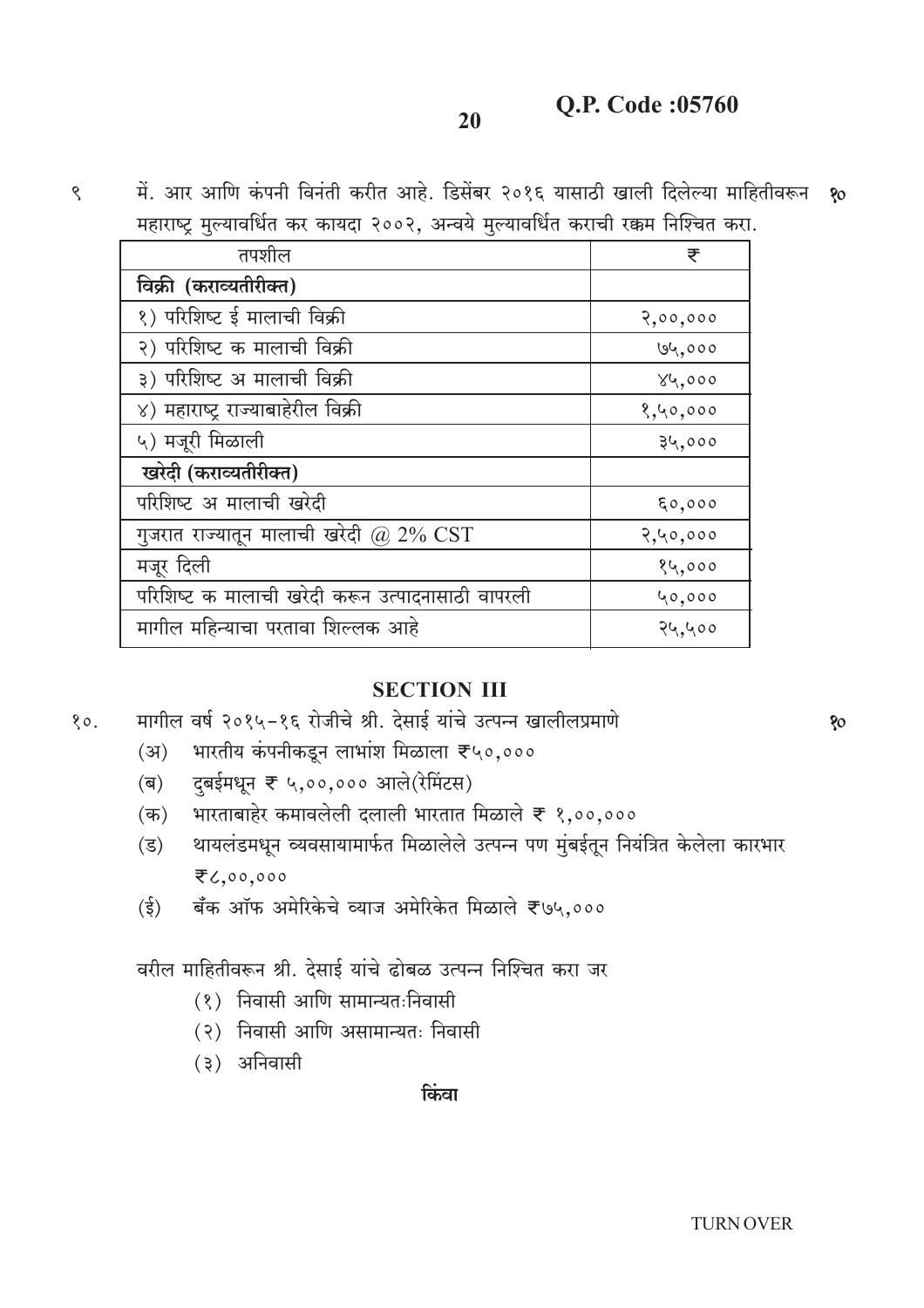**Q.P. Code :05760**

९ मे. आर आणि कंपनी विनंती करीत आहे. डिसेंबर २०१६ यासाठी खाली दिलेल्या माहितीवरून महाराष्ट्र मुल्यावर्धित कर कायदा २००२, अन्वये मुल्यावर्धित कराची रक्कम निश्चित करा. **१०**

| तपशील | ₹ |
|---|---|
| **विक्री (कराव्यतीरीक्त)** | |
| १) परिशिष्ट ई मालाची विक्री | २,००,००० |
| २) परिशिष्ट क मालाची विक्री | ७५,००० |
| ३) परिशिष्ट अ मालाची विक्री | ४५,००० |
| ४) महाराष्ट्र राज्याबाहेरील विक्री | १,५०,००० |
| ५) मजूरी मिळाली | ३५,००० |
| **खरेदी (कराव्यतीरीक्त)** | |
| परिशिष्ट अ मालाची खरेदी | ६०,००० |
| गुजरात राज्यातून मालाची खरेदी @ 2% CST | २,५०,००० |
| मजूर दिली | १५,००० |
| परिशिष्ट क मालाची खरेदी करून उत्पादनासाठी वापरली | ५०,००० |
| मागील महिन्याचा परतावा शिल्लक आहे | २५,५०० |

## SECTION III

१०. मागील वर्ष २०१५-१६ रोजीचे श्री. देसाई यांचे उत्पन्न खालीलप्रमाणे **१०**

(अ) भारतीय कंपनीकडून लाभांश मिळाला ₹५०,०००

(ब) दुबईमधून ₹ ५,००,००० आले(रेमिंटस)

(क) भारताबाहेर कमावलेली दलाली भारतात मिळाले ₹ १,००,०००

(ड) थायलंडमधून व्यवसायामार्फत मिळालेले उत्पन्न पण मुंबईतून नियंत्रित केलेला कारभार ₹८,००,०००

(ई) बँक ऑफ अमेरिकेचे व्याज अमेरिकेत मिळाले ₹७५,०००

वरील माहितीवरून श्री. देसाई यांचे ढोबळ उत्पन्न निश्चित करा जर

(१) निवासी आणि सामान्यतःनिवासी

(२) निवासी आणि असामान्यतः निवासी

(३) अनिवासी

**किंवा**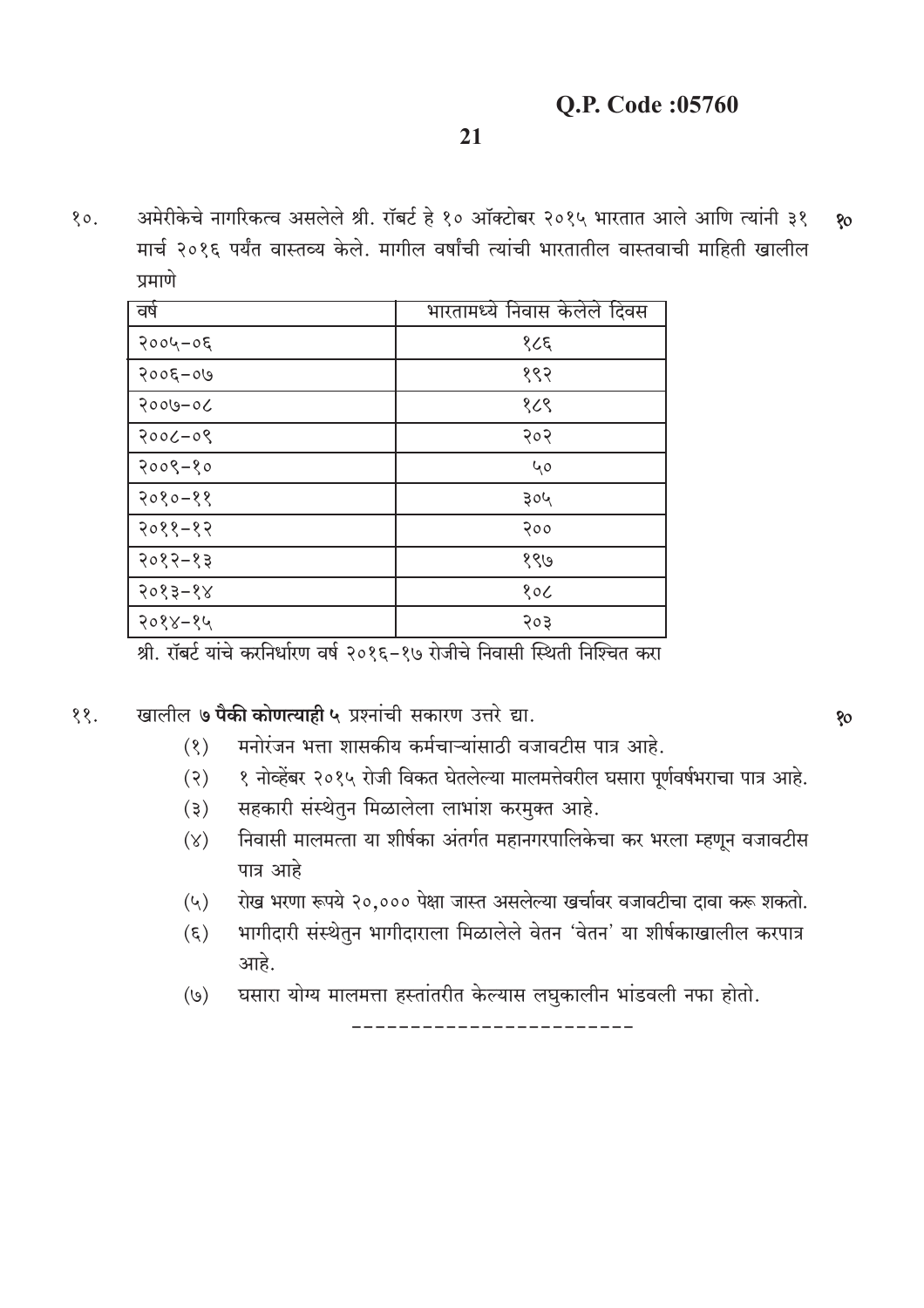१०. अमेरीकेचे नागरिकत्व असलेले श्री. रॉबर्ट हे १० ऑक्टोबर २०१५ भारतात आले आणि त्यांनी ३१ मार्च २०१६ पर्यंत वास्तव्य केले. मागील वर्षांची त्यांची भारतातील वास्तवाची माहिती खालील प्रमाणे **१०**

| वर्ष | भारतामध्ये निवास केलेले दिवस |
|---|---|
| २००५–०६ | १८६ |
| २००६–०७ | १९२ |
| २००७–०८ | १८९ |
| २००८–०९ | २०२ |
| २००९–१० | ५० |
| २०१०–११ | ३०५ |
| २०११–१२ | २०० |
| २०१२–१३ | १९७ |
| २०१३–१४ | १०८ |
| २०१४–१५ | २०३ |

श्री. रॉबर्ट यांचे करनिर्धारण वर्ष २०१६–१७ रोजीचे निवासी स्थिती निश्चित करा

११. खालील **७ पैकी कोणत्याही ५** प्रश्नांची सकारण उत्तरे द्या. **१०**

(१) मनोरंजन भत्ता शासकीय कर्मचाऱ्यांसाठी वजावटीस पात्र आहे.

(२) १ नोव्हेंबर २०१५ रोजी विकत घेतलेल्या मालमत्तेवरील घसारा पूर्णवर्षभराचा पात्र आहे.

(३) सहकारी संस्थेतुन मिळालेला लाभांश करमुक्त आहे.

(४) निवासी मालमत्ता या शीर्षका अंतर्गत महानगरपालिकेचा कर भरला म्हणून वजावटीस पात्र आहे

(५) रोख भरणा रूपये २०,००० पेक्षा जास्त असलेल्या खर्चावर वजावटीचा दावा करू शकतो.

(६) भागीदारी संस्थेतुन भागीदाराला मिळालेले वेतन 'वेतन' या शीर्षकाखालील करपात्र आहे.

(७) घसारा योग्य मालमत्ता हस्तांतरीत केल्यास लघुकालीन भांडवली नफा होतो.

-------------------------